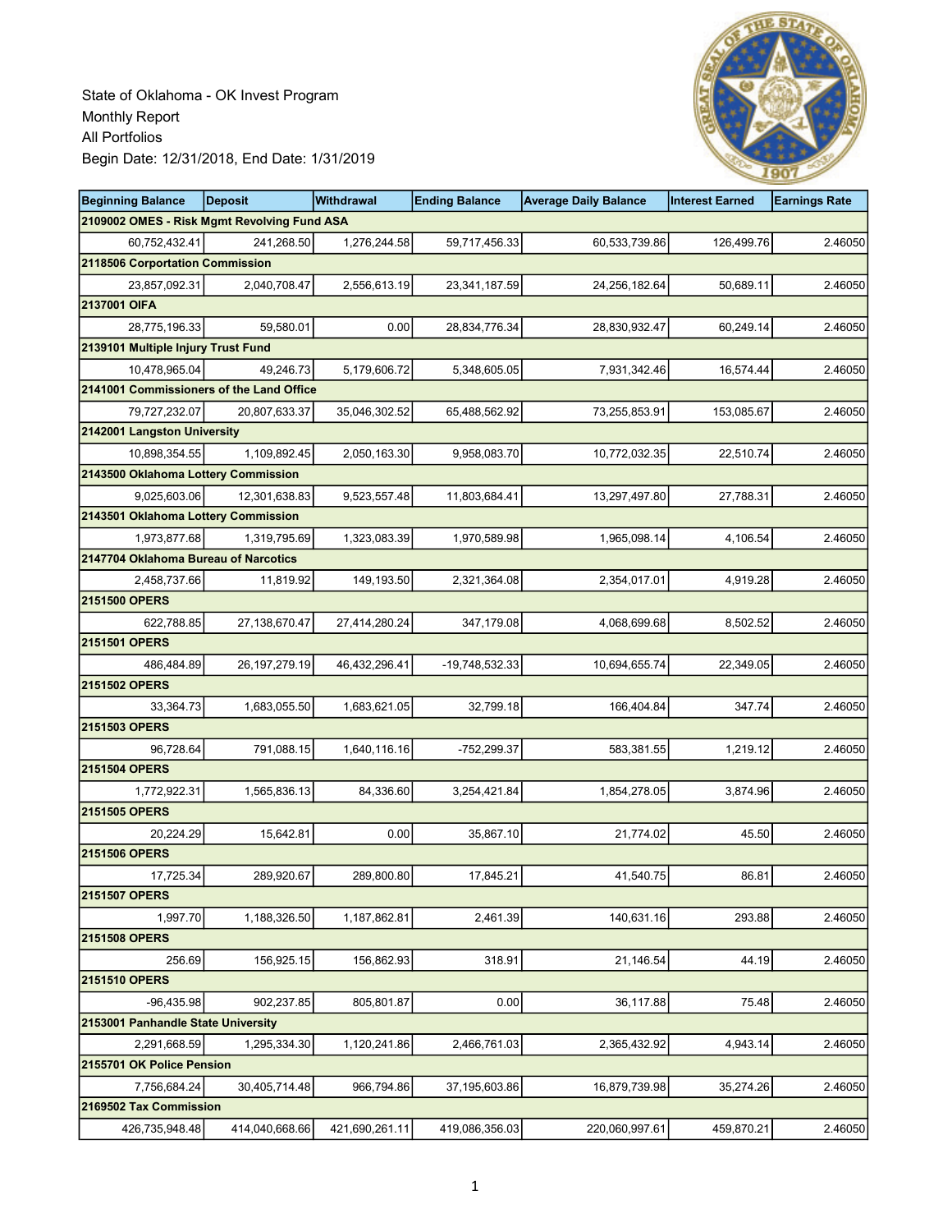State of Oklahoma - OK Invest Program
Monthly Report
All Portfolios
Begin Date: 12/31/2018, End Date: 1/31/2019

| Beginning Balance | Deposit | Withdrawal | Ending Balance | Average Daily Balance | Interest Earned | Earnings Rate |
|---|---|---|---|---|---|---|
| **2109002 OMES - Risk Mgmt Revolving Fund ASA** | | | | | | |
| 60,752,432.41 | 241,268.50 | 1,276,244.58 | 59,717,456.33 | 60,533,739.86 | 126,499.76 | 2.46050 |
| **2118506 Corportation Commission** | | | | | | |
| 23,857,092.31 | 2,040,708.47 | 2,556,613.19 | 23,341,187.59 | 24,256,182.64 | 50,689.11 | 2.46050 |
| **2137001 OIFA** | | | | | | |
| 28,775,196.33 | 59,580.01 | 0.00 | 28,834,776.34 | 28,830,932.47 | 60,249.14 | 2.46050 |
| **2139101 Multiple Injury Trust Fund** | | | | | | |
| 10,478,965.04 | 49,246.73 | 5,179,606.72 | 5,348,605.05 | 7,931,342.46 | 16,574.44 | 2.46050 |
| **2141001 Commissioners of the Land Office** | | | | | | |
| 79,727,232.07 | 20,807,633.37 | 35,046,302.52 | 65,488,562.92 | 73,255,853.91 | 153,085.67 | 2.46050 |
| **2142001 Langston University** | | | | | | |
| 10,898,354.55 | 1,109,892.45 | 2,050,163.30 | 9,958,083.70 | 10,772,032.35 | 22,510.74 | 2.46050 |
| **2143500 Oklahoma Lottery Commission** | | | | | | |
| 9,025,603.06 | 12,301,638.83 | 9,523,557.48 | 11,803,684.41 | 13,297,497.80 | 27,788.31 | 2.46050 |
| **2143501 Oklahoma Lottery Commission** | | | | | | |
| 1,973,877.68 | 1,319,795.69 | 1,323,083.39 | 1,970,589.98 | 1,965,098.14 | 4,106.54 | 2.46050 |
| **2147704 Oklahoma Bureau of Narcotics** | | | | | | |
| 2,458,737.66 | 11,819.92 | 149,193.50 | 2,321,364.08 | 2,354,017.01 | 4,919.28 | 2.46050 |
| **2151500 OPERS** | | | | | | |
| 622,788.85 | 27,138,670.47 | 27,414,280.24 | 347,179.08 | 4,068,699.68 | 8,502.52 | 2.46050 |
| **2151501 OPERS** | | | | | | |
| 486,484.89 | 26,197,279.19 | 46,432,296.41 | -19,748,532.33 | 10,694,655.74 | 22,349.05 | 2.46050 |
| **2151502 OPERS** | | | | | | |
| 33,364.73 | 1,683,055.50 | 1,683,621.05 | 32,799.18 | 166,404.84 | 347.74 | 2.46050 |
| **2151503 OPERS** | | | | | | |
| 96,728.64 | 791,088.15 | 1,640,116.16 | -752,299.37 | 583,381.55 | 1,219.12 | 2.46050 |
| **2151504 OPERS** | | | | | | |
| 1,772,922.31 | 1,565,836.13 | 84,336.60 | 3,254,421.84 | 1,854,278.05 | 3,874.96 | 2.46050 |
| **2151505 OPERS** | | | | | | |
| 20,224.29 | 15,642.81 | 0.00 | 35,867.10 | 21,774.02 | 45.50 | 2.46050 |
| **2151506 OPERS** | | | | | | |
| 17,725.34 | 289,920.67 | 289,800.80 | 17,845.21 | 41,540.75 | 86.81 | 2.46050 |
| **2151507 OPERS** | | | | | | |
| 1,997.70 | 1,188,326.50 | 1,187,862.81 | 2,461.39 | 140,631.16 | 293.88 | 2.46050 |
| **2151508 OPERS** | | | | | | |
| 256.69 | 156,925.15 | 156,862.93 | 318.91 | 21,146.54 | 44.19 | 2.46050 |
| **2151510 OPERS** | | | | | | |
| -96,435.98 | 902,237.85 | 805,801.87 | 0.00 | 36,117.88 | 75.48 | 2.46050 |
| **2153001 Panhandle State University** | | | | | | |
| 2,291,668.59 | 1,295,334.30 | 1,120,241.86 | 2,466,761.03 | 2,365,432.92 | 4,943.14 | 2.46050 |
| **2155701 OK Police Pension** | | | | | | |
| 7,756,684.24 | 30,405,714.48 | 966,794.86 | 37,195,603.86 | 16,879,739.98 | 35,274.26 | 2.46050 |
| **2169502 Tax Commission** | | | | | | |
| 426,735,948.48 | 414,040,668.66 | 421,690,261.11 | 419,086,356.03 | 220,060,997.61 | 459,870.21 | 2.46050 |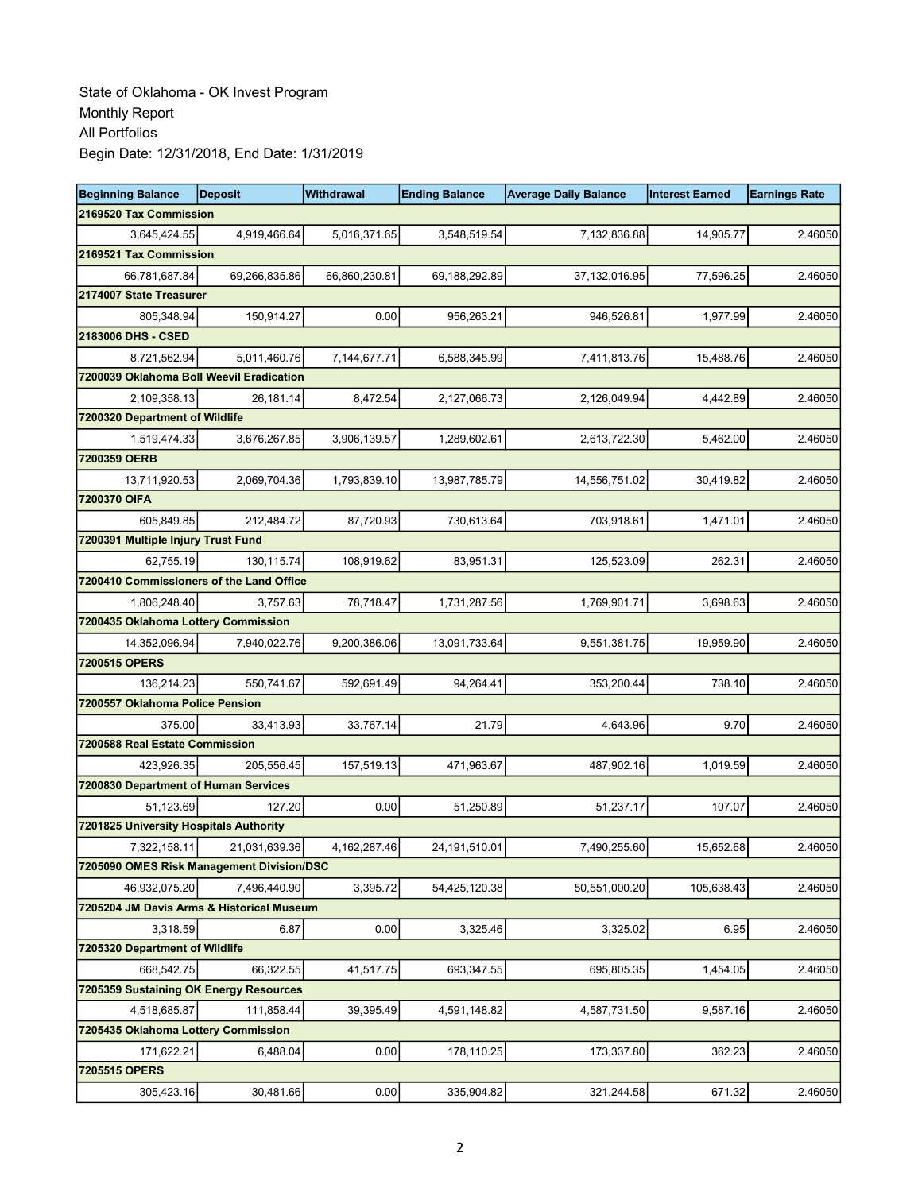State of Oklahoma - OK Invest Program
Monthly Report
All Portfolios
Begin Date: 12/31/2018, End Date: 1/31/2019

| Beginning Balance | Deposit | Withdrawal | Ending Balance | Average Daily Balance | Interest Earned | Earnings Rate |
|---|---|---|---|---|---|---|
| **2169520 Tax Commission** | | | | | | |
| 3,645,424.55 | 4,919,466.64 | 5,016,371.65 | 3,548,519.54 | 7,132,836.88 | 14,905.77 | 2.46050 |
| **2169521 Tax Commission** | | | | | | |
| 66,781,687.84 | 69,266,835.86 | 66,860,230.81 | 69,188,292.89 | 37,132,016.95 | 77,596.25 | 2.46050 |
| **2174007 State Treasurer** | | | | | | |
| 805,348.94 | 150,914.27 | 0.00 | 956,263.21 | 946,526.81 | 1,977.99 | 2.46050 |
| **2183006 DHS - CSED** | | | | | | |
| 8,721,562.94 | 5,011,460.76 | 7,144,677.71 | 6,588,345.99 | 7,411,813.76 | 15,488.76 | 2.46050 |
| **7200039 Oklahoma Boll Weevil Eradication** | | | | | | |
| 2,109,358.13 | 26,181.14 | 8,472.54 | 2,127,066.73 | 2,126,049.94 | 4,442.89 | 2.46050 |
| **7200320 Department of Wildlife** | | | | | | |
| 1,519,474.33 | 3,676,267.85 | 3,906,139.57 | 1,289,602.61 | 2,613,722.30 | 5,462.00 | 2.46050 |
| **7200359 OERB** | | | | | | |
| 13,711,920.53 | 2,069,704.36 | 1,793,839.10 | 13,987,785.79 | 14,556,751.02 | 30,419.82 | 2.46050 |
| **7200370 OIFA** | | | | | | |
| 605,849.85 | 212,484.72 | 87,720.93 | 730,613.64 | 703,918.61 | 1,471.01 | 2.46050 |
| **7200391 Multiple Injury Trust Fund** | | | | | | |
| 62,755.19 | 130,115.74 | 108,919.62 | 83,951.31 | 125,523.09 | 262.31 | 2.46050 |
| **7200410 Commissioners of the Land Office** | | | | | | |
| 1,806,248.40 | 3,757.63 | 78,718.47 | 1,731,287.56 | 1,769,901.71 | 3,698.63 | 2.46050 |
| **7200435 Oklahoma Lottery Commission** | | | | | | |
| 14,352,096.94 | 7,940,022.76 | 9,200,386.06 | 13,091,733.64 | 9,551,381.75 | 19,959.90 | 2.46050 |
| **7200515 OPERS** | | | | | | |
| 136,214.23 | 550,741.67 | 592,691.49 | 94,264.41 | 353,200.44 | 738.10 | 2.46050 |
| **7200557 Oklahoma Police Pension** | | | | | | |
| 375.00 | 33,413.93 | 33,767.14 | 21.79 | 4,643.96 | 9.70 | 2.46050 |
| **7200588 Real Estate Commission** | | | | | | |
| 423,926.35 | 205,556.45 | 157,519.13 | 471,963.67 | 487,902.16 | 1,019.59 | 2.46050 |
| **7200830 Department of Human Services** | | | | | | |
| 51,123.69 | 127.20 | 0.00 | 51,250.89 | 51,237.17 | 107.07 | 2.46050 |
| **7201825 University Hospitals Authority** | | | | | | |
| 7,322,158.11 | 21,031,639.36 | 4,162,287.46 | 24,191,510.01 | 7,490,255.60 | 15,652.68 | 2.46050 |
| **7205090 OMES Risk Management Division/DSC** | | | | | | |
| 46,932,075.20 | 7,496,440.90 | 3,395.72 | 54,425,120.38 | 50,551,000.20 | 105,638.43 | 2.46050 |
| **7205204 JM Davis Arms & Historical Museum** | | | | | | |
| 3,318.59 | 6.87 | 0.00 | 3,325.46 | 3,325.02 | 6.95 | 2.46050 |
| **7205320 Department of Wildlife** | | | | | | |
| 668,542.75 | 66,322.55 | 41,517.75 | 693,347.55 | 695,805.35 | 1,454.05 | 2.46050 |
| **7205359 Sustaining OK Energy Resources** | | | | | | |
| 4,518,685.87 | 111,858.44 | 39,395.49 | 4,591,148.82 | 4,587,731.50 | 9,587.16 | 2.46050 |
| **7205435 Oklahoma Lottery Commission** | | | | | | |
| 171,622.21 | 6,488.04 | 0.00 | 178,110.25 | 173,337.80 | 362.23 | 2.46050 |
| **7205515 OPERS** | | | | | | |
| 305,423.16 | 30,481.66 | 0.00 | 335,904.82 | 321,244.58 | 671.32 | 2.46050 |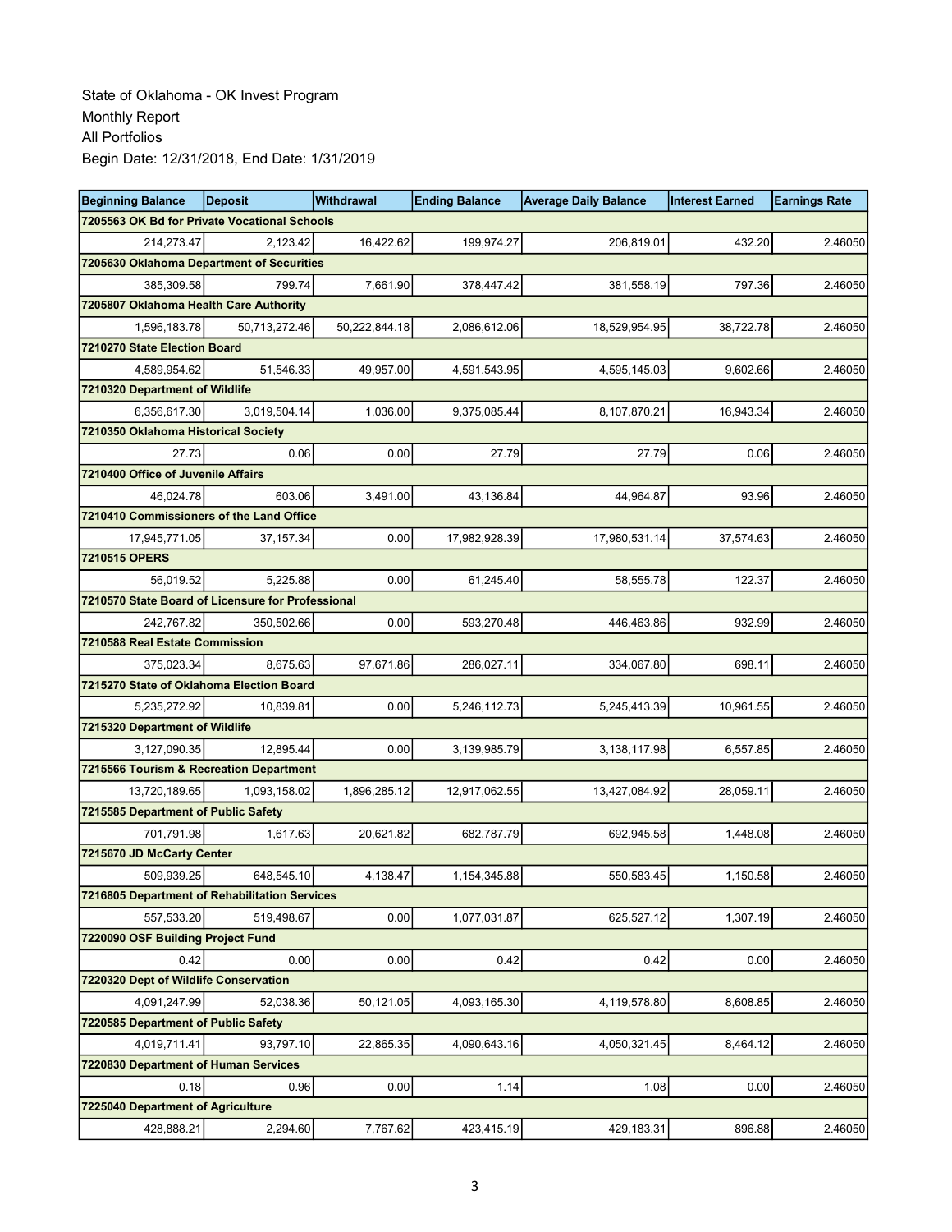State of Oklahoma - OK Invest Program
Monthly Report
All Portfolios
Begin Date: 12/31/2018, End Date: 1/31/2019

| Beginning Balance | Deposit | Withdrawal | Ending Balance | Average Daily Balance | Interest Earned | Earnings Rate |
|---|---|---|---|---|---|---|
| **7205563 OK Bd for Private Vocational Schools** | | | | | | |
| 214,273.47 | 2,123.42 | 16,422.62 | 199,974.27 | 206,819.01 | 432.20 | 2.46050 |
| **7205630 Oklahoma Department of Securities** | | | | | | |
| 385,309.58 | 799.74 | 7,661.90 | 378,447.42 | 381,558.19 | 797.36 | 2.46050 |
| **7205807 Oklahoma Health Care Authority** | | | | | | |
| 1,596,183.78 | 50,713,272.46 | 50,222,844.18 | 2,086,612.06 | 18,529,954.95 | 38,722.78 | 2.46050 |
| **7210270 State Election Board** | | | | | | |
| 4,589,954.62 | 51,546.33 | 49,957.00 | 4,591,543.95 | 4,595,145.03 | 9,602.66 | 2.46050 |
| **7210320 Department of Wildlife** | | | | | | |
| 6,356,617.30 | 3,019,504.14 | 1,036.00 | 9,375,085.44 | 8,107,870.21 | 16,943.34 | 2.46050 |
| **7210350 Oklahoma Historical Society** | | | | | | |
| 27.73 | 0.06 | 0.00 | 27.79 | 27.79 | 0.06 | 2.46050 |
| **7210400 Office of Juvenile Affairs** | | | | | | |
| 46,024.78 | 603.06 | 3,491.00 | 43,136.84 | 44,964.87 | 93.96 | 2.46050 |
| **7210410 Commissioners of the Land Office** | | | | | | |
| 17,945,771.05 | 37,157.34 | 0.00 | 17,982,928.39 | 17,980,531.14 | 37,574.63 | 2.46050 |
| **7210515 OPERS** | | | | | | |
| 56,019.52 | 5,225.88 | 0.00 | 61,245.40 | 58,555.78 | 122.37 | 2.46050 |
| **7210570 State Board of Licensure for Professional** | | | | | | |
| 242,767.82 | 350,502.66 | 0.00 | 593,270.48 | 446,463.86 | 932.99 | 2.46050 |
| **7210588 Real Estate Commission** | | | | | | |
| 375,023.34 | 8,675.63 | 97,671.86 | 286,027.11 | 334,067.80 | 698.11 | 2.46050 |
| **7215270 State of Oklahoma Election Board** | | | | | | |
| 5,235,272.92 | 10,839.81 | 0.00 | 5,246,112.73 | 5,245,413.39 | 10,961.55 | 2.46050 |
| **7215320 Department of Wildlife** | | | | | | |
| 3,127,090.35 | 12,895.44 | 0.00 | 3,139,985.79 | 3,138,117.98 | 6,557.85 | 2.46050 |
| **7215566 Tourism & Recreation Department** | | | | | | |
| 13,720,189.65 | 1,093,158.02 | 1,896,285.12 | 12,917,062.55 | 13,427,084.92 | 28,059.11 | 2.46050 |
| **7215585 Department of Public Safety** | | | | | | |
| 701,791.98 | 1,617.63 | 20,621.82 | 682,787.79 | 692,945.58 | 1,448.08 | 2.46050 |
| **7215670 JD McCarty Center** | | | | | | |
| 509,939.25 | 648,545.10 | 4,138.47 | 1,154,345.88 | 550,583.45 | 1,150.58 | 2.46050 |
| **7216805 Department of Rehabilitation Services** | | | | | | |
| 557,533.20 | 519,498.67 | 0.00 | 1,077,031.87 | 625,527.12 | 1,307.19 | 2.46050 |
| **7220090 OSF Building Project Fund** | | | | | | |
| 0.42 | 0.00 | 0.00 | 0.42 | 0.42 | 0.00 | 2.46050 |
| **7220320 Dept of Wildlife Conservation** | | | | | | |
| 4,091,247.99 | 52,038.36 | 50,121.05 | 4,093,165.30 | 4,119,578.80 | 8,608.85 | 2.46050 |
| **7220585 Department of Public Safety** | | | | | | |
| 4,019,711.41 | 93,797.10 | 22,865.35 | 4,090,643.16 | 4,050,321.45 | 8,464.12 | 2.46050 |
| **7220830 Department of Human Services** | | | | | | |
| 0.18 | 0.96 | 0.00 | 1.14 | 1.08 | 0.00 | 2.46050 |
| **7225040 Department of Agriculture** | | | | | | |
| 428,888.21 | 2,294.60 | 7,767.62 | 423,415.19 | 429,183.31 | 896.88 | 2.46050 |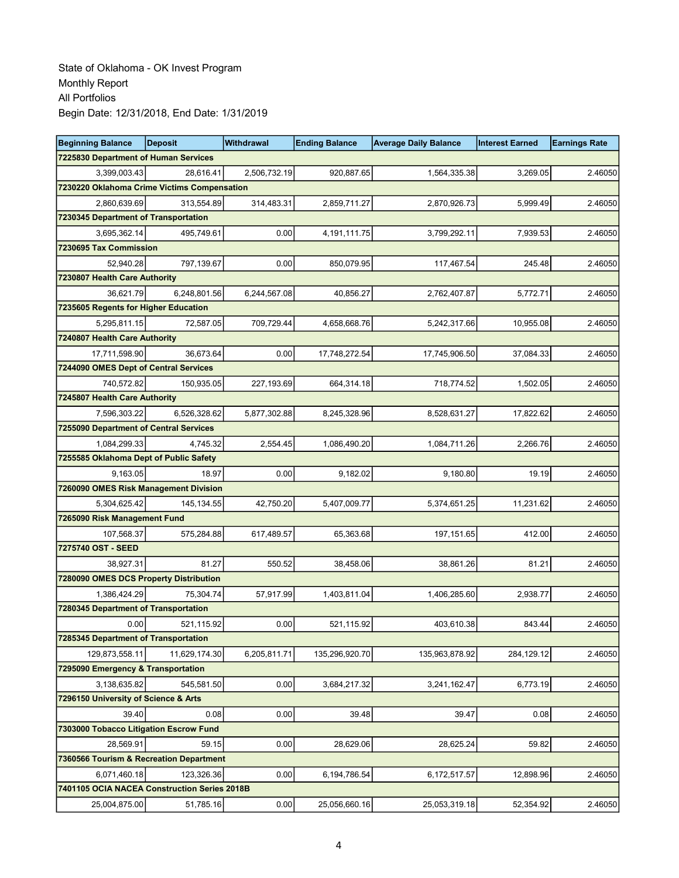State of Oklahoma - OK Invest Program
Monthly Report
All Portfolios
Begin Date: 12/31/2018, End Date: 1/31/2019

| Beginning Balance | Deposit | Withdrawal | Ending Balance | Average Daily Balance | Interest Earned | Earnings Rate |
|---|---|---|---|---|---|---|
| **7225830 Department of Human Services** | | | | | | |
| 3,399,003.43 | 28,616.41 | 2,506,732.19 | 920,887.65 | 1,564,335.38 | 3,269.05 | 2.46050 |
| **7230220 Oklahoma Crime Victims Compensation** | | | | | | |
| 2,860,639.69 | 313,554.89 | 314,483.31 | 2,859,711.27 | 2,870,926.73 | 5,999.49 | 2.46050 |
| **7230345 Department of Transportation** | | | | | | |
| 3,695,362.14 | 495,749.61 | 0.00 | 4,191,111.75 | 3,799,292.11 | 7,939.53 | 2.46050 |
| **7230695 Tax Commission** | | | | | | |
| 52,940.28 | 797,139.67 | 0.00 | 850,079.95 | 117,467.54 | 245.48 | 2.46050 |
| **7230807 Health Care Authority** | | | | | | |
| 36,621.79 | 6,248,801.56 | 6,244,567.08 | 40,856.27 | 2,762,407.87 | 5,772.71 | 2.46050 |
| **7235605 Regents for Higher Education** | | | | | | |
| 5,295,811.15 | 72,587.05 | 709,729.44 | 4,658,668.76 | 5,242,317.66 | 10,955.08 | 2.46050 |
| **7240807 Health Care Authority** | | | | | | |
| 17,711,598.90 | 36,673.64 | 0.00 | 17,748,272.54 | 17,745,906.50 | 37,084.33 | 2.46050 |
| **7244090 OMES Dept of Central Services** | | | | | | |
| 740,572.82 | 150,935.05 | 227,193.69 | 664,314.18 | 718,774.52 | 1,502.05 | 2.46050 |
| **7245807 Health Care Authority** | | | | | | |
| 7,596,303.22 | 6,526,328.62 | 5,877,302.88 | 8,245,328.96 | 8,528,631.27 | 17,822.62 | 2.46050 |
| **7255090 Department of Central Services** | | | | | | |
| 1,084,299.33 | 4,745.32 | 2,554.45 | 1,086,490.20 | 1,084,711.26 | 2,266.76 | 2.46050 |
| **7255585 Oklahoma Dept of Public Safety** | | | | | | |
| 9,163.05 | 18.97 | 0.00 | 9,182.02 | 9,180.80 | 19.19 | 2.46050 |
| **7260090 OMES Risk Management Division** | | | | | | |
| 5,304,625.42 | 145,134.55 | 42,750.20 | 5,407,009.77 | 5,374,651.25 | 11,231.62 | 2.46050 |
| **7265090 Risk Management Fund** | | | | | | |
| 107,568.37 | 575,284.88 | 617,489.57 | 65,363.68 | 197,151.65 | 412.00 | 2.46050 |
| **7275740 OST - SEED** | | | | | | |
| 38,927.31 | 81.27 | 550.52 | 38,458.06 | 38,861.26 | 81.21 | 2.46050 |
| **7280090 OMES DCS Property Distribution** | | | | | | |
| 1,386,424.29 | 75,304.74 | 57,917.99 | 1,403,811.04 | 1,406,285.60 | 2,938.77 | 2.46050 |
| **7280345 Department of Transportation** | | | | | | |
| 0.00 | 521,115.92 | 0.00 | 521,115.92 | 403,610.38 | 843.44 | 2.46050 |
| **7285345 Department of Transportation** | | | | | | |
| 129,873,558.11 | 11,629,174.30 | 6,205,811.71 | 135,296,920.70 | 135,963,878.92 | 284,129.12 | 2.46050 |
| **7295090 Emergency & Transportation** | | | | | | |
| 3,138,635.82 | 545,581.50 | 0.00 | 3,684,217.32 | 3,241,162.47 | 6,773.19 | 2.46050 |
| **7296150 University of Science & Arts** | | | | | | |
| 39.40 | 0.08 | 0.00 | 39.48 | 39.47 | 0.08 | 2.46050 |
| **7303000 Tobacco Litigation Escrow Fund** | | | | | | |
| 28,569.91 | 59.15 | 0.00 | 28,629.06 | 28,625.24 | 59.82 | 2.46050 |
| **7360566 Tourism & Recreation Department** | | | | | | |
| 6,071,460.18 | 123,326.36 | 0.00 | 6,194,786.54 | 6,172,517.57 | 12,898.96 | 2.46050 |
| **7401105 OCIA NACEA Construction Series 2018B** | | | | | | |
| 25,004,875.00 | 51,785.16 | 0.00 | 25,056,660.16 | 25,053,319.18 | 52,354.92 | 2.46050 |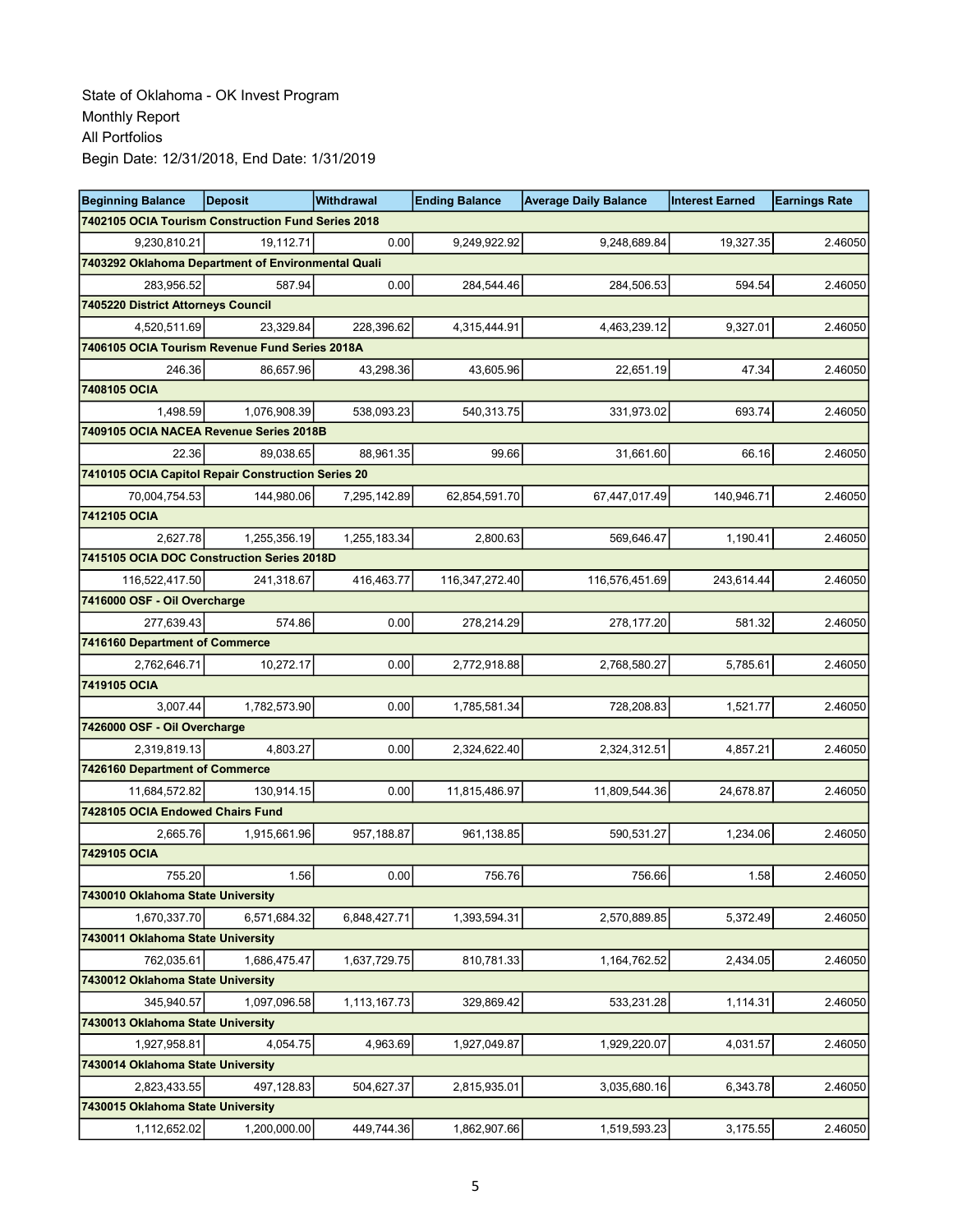State of Oklahoma - OK Invest Program
Monthly Report
All Portfolios
Begin Date: 12/31/2018, End Date: 1/31/2019

| Beginning Balance | Deposit | Withdrawal | Ending Balance | Average Daily Balance | Interest Earned | Earnings Rate |
|---|---|---|---|---|---|---|
| **7402105 OCIA Tourism Construction Fund Series 2018** | | | | | | |
| 9,230,810.21 | 19,112.71 | 0.00 | 9,249,922.92 | 9,248,689.84 | 19,327.35 | 2.46050 |
| **7403292 Oklahoma Department of Environmental Quali** | | | | | | |
| 283,956.52 | 587.94 | 0.00 | 284,544.46 | 284,506.53 | 594.54 | 2.46050 |
| **7405220 District Attorneys Council** | | | | | | |
| 4,520,511.69 | 23,329.84 | 228,396.62 | 4,315,444.91 | 4,463,239.12 | 9,327.01 | 2.46050 |
| **7406105 OCIA Tourism Revenue Fund Series 2018A** | | | | | | |
| 246.36 | 86,657.96 | 43,298.36 | 43,605.96 | 22,651.19 | 47.34 | 2.46050 |
| **7408105 OCIA** | | | | | | |
| 1,498.59 | 1,076,908.39 | 538,093.23 | 540,313.75 | 331,973.02 | 693.74 | 2.46050 |
| **7409105 OCIA NACEA Revenue Series 2018B** | | | | | | |
| 22.36 | 89,038.65 | 88,961.35 | 99.66 | 31,661.60 | 66.16 | 2.46050 |
| **7410105 OCIA Capitol Repair Construction Series 20** | | | | | | |
| 70,004,754.53 | 144,980.06 | 7,295,142.89 | 62,854,591.70 | 67,447,017.49 | 140,946.71 | 2.46050 |
| **7412105 OCIA** | | | | | | |
| 2,627.78 | 1,255,356.19 | 1,255,183.34 | 2,800.63 | 569,646.47 | 1,190.41 | 2.46050 |
| **7415105 OCIA DOC Construction Series 2018D** | | | | | | |
| 116,522,417.50 | 241,318.67 | 416,463.77 | 116,347,272.40 | 116,576,451.69 | 243,614.44 | 2.46050 |
| **7416000 OSF - Oil Overcharge** | | | | | | |
| 277,639.43 | 574.86 | 0.00 | 278,214.29 | 278,177.20 | 581.32 | 2.46050 |
| **7416160 Department of Commerce** | | | | | | |
| 2,762,646.71 | 10,272.17 | 0.00 | 2,772,918.88 | 2,768,580.27 | 5,785.61 | 2.46050 |
| **7419105 OCIA** | | | | | | |
| 3,007.44 | 1,782,573.90 | 0.00 | 1,785,581.34 | 728,208.83 | 1,521.77 | 2.46050 |
| **7426000 OSF - Oil Overcharge** | | | | | | |
| 2,319,819.13 | 4,803.27 | 0.00 | 2,324,622.40 | 2,324,312.51 | 4,857.21 | 2.46050 |
| **7426160 Department of Commerce** | | | | | | |
| 11,684,572.82 | 130,914.15 | 0.00 | 11,815,486.97 | 11,809,544.36 | 24,678.87 | 2.46050 |
| **7428105 OCIA Endowed Chairs Fund** | | | | | | |
| 2,665.76 | 1,915,661.96 | 957,188.87 | 961,138.85 | 590,531.27 | 1,234.06 | 2.46050 |
| **7429105 OCIA** | | | | | | |
| 755.20 | 1.56 | 0.00 | 756.76 | 756.66 | 1.58 | 2.46050 |
| **7430010 Oklahoma State University** | | | | | | |
| 1,670,337.70 | 6,571,684.32 | 6,848,427.71 | 1,393,594.31 | 2,570,889.85 | 5,372.49 | 2.46050 |
| **7430011 Oklahoma State University** | | | | | | |
| 762,035.61 | 1,686,475.47 | 1,637,729.75 | 810,781.33 | 1,164,762.52 | 2,434.05 | 2.46050 |
| **7430012 Oklahoma State University** | | | | | | |
| 345,940.57 | 1,097,096.58 | 1,113,167.73 | 329,869.42 | 533,231.28 | 1,114.31 | 2.46050 |
| **7430013 Oklahoma State University** | | | | | | |
| 1,927,958.81 | 4,054.75 | 4,963.69 | 1,927,049.87 | 1,929,220.07 | 4,031.57 | 2.46050 |
| **7430014 Oklahoma State University** | | | | | | |
| 2,823,433.55 | 497,128.83 | 504,627.37 | 2,815,935.01 | 3,035,680.16 | 6,343.78 | 2.46050 |
| **7430015 Oklahoma State University** | | | | | | |
| 1,112,652.02 | 1,200,000.00 | 449,744.36 | 1,862,907.66 | 1,519,593.23 | 3,175.55 | 2.46050 |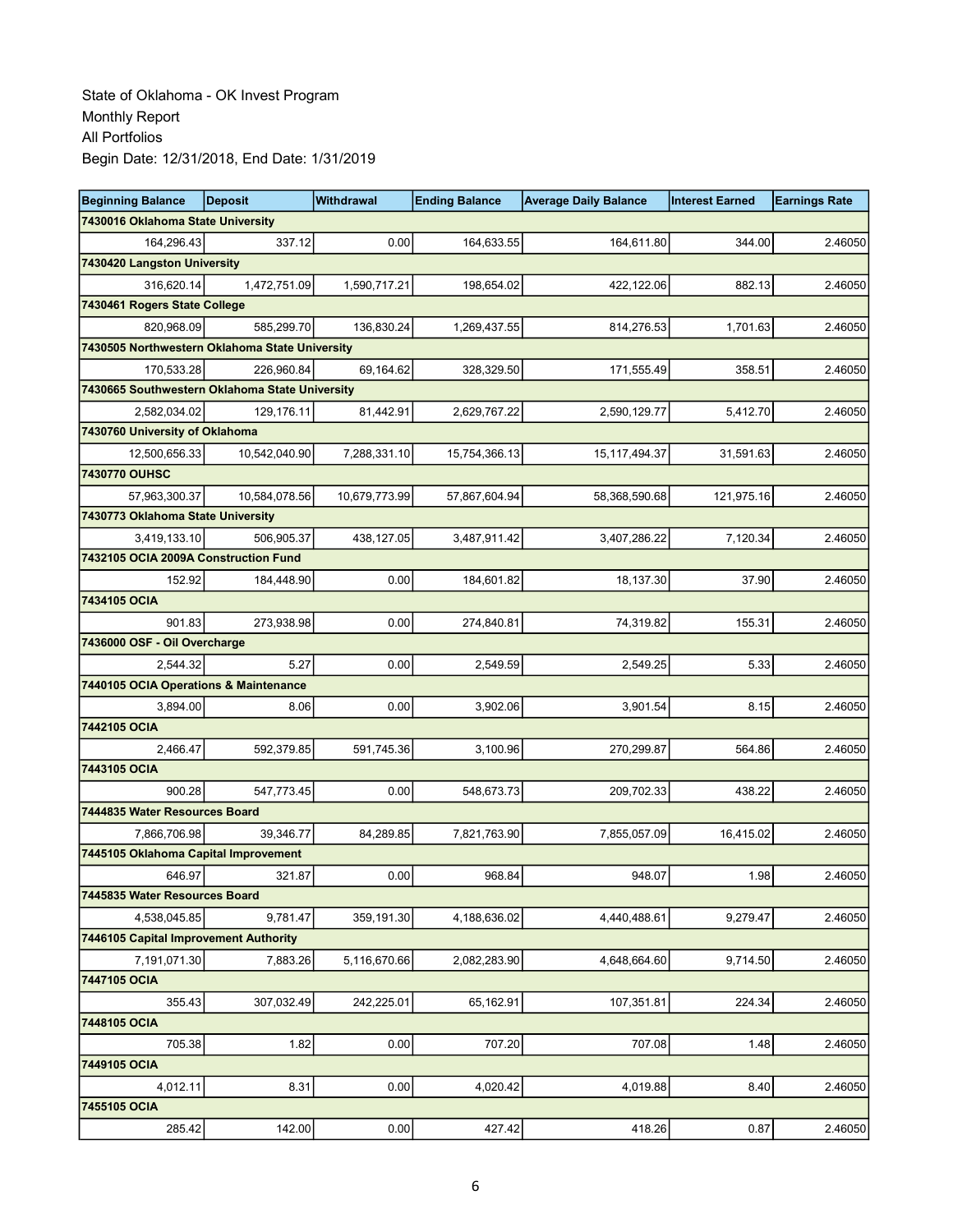State of Oklahoma - OK Invest Program
Monthly Report
All Portfolios
Begin Date: 12/31/2018, End Date: 1/31/2019

| Beginning Balance | Deposit | Withdrawal | Ending Balance | Average Daily Balance | Interest Earned | Earnings Rate |
|---|---|---|---|---|---|---|
| **7430016 Oklahoma State University** | | | | | | |
| 164,296.43 | 337.12 | 0.00 | 164,633.55 | 164,611.80 | 344.00 | 2.46050 |
| **7430420 Langston University** | | | | | | |
| 316,620.14 | 1,472,751.09 | 1,590,717.21 | 198,654.02 | 422,122.06 | 882.13 | 2.46050 |
| **7430461 Rogers State College** | | | | | | |
| 820,968.09 | 585,299.70 | 136,830.24 | 1,269,437.55 | 814,276.53 | 1,701.63 | 2.46050 |
| **7430505 Northwestern Oklahoma State University** | | | | | | |
| 170,533.28 | 226,960.84 | 69,164.62 | 328,329.50 | 171,555.49 | 358.51 | 2.46050 |
| **7430665 Southwestern Oklahoma State University** | | | | | | |
| 2,582,034.02 | 129,176.11 | 81,442.91 | 2,629,767.22 | 2,590,129.77 | 5,412.70 | 2.46050 |
| **7430760 University of Oklahoma** | | | | | | |
| 12,500,656.33 | 10,542,040.90 | 7,288,331.10 | 15,754,366.13 | 15,117,494.37 | 31,591.63 | 2.46050 |
| **7430770 OUHSC** | | | | | | |
| 57,963,300.37 | 10,584,078.56 | 10,679,773.99 | 57,867,604.94 | 58,368,590.68 | 121,975.16 | 2.46050 |
| **7430773 Oklahoma State University** | | | | | | |
| 3,419,133.10 | 506,905.37 | 438,127.05 | 3,487,911.42 | 3,407,286.22 | 7,120.34 | 2.46050 |
| **7432105 OCIA 2009A Construction Fund** | | | | | | |
| 152.92 | 184,448.90 | 0.00 | 184,601.82 | 18,137.30 | 37.90 | 2.46050 |
| **7434105 OCIA** | | | | | | |
| 901.83 | 273,938.98 | 0.00 | 274,840.81 | 74,319.82 | 155.31 | 2.46050 |
| **7436000 OSF - Oil Overcharge** | | | | | | |
| 2,544.32 | 5.27 | 0.00 | 2,549.59 | 2,549.25 | 5.33 | 2.46050 |
| **7440105 OCIA Operations & Maintenance** | | | | | | |
| 3,894.00 | 8.06 | 0.00 | 3,902.06 | 3,901.54 | 8.15 | 2.46050 |
| **7442105 OCIA** | | | | | | |
| 2,466.47 | 592,379.85 | 591,745.36 | 3,100.96 | 270,299.87 | 564.86 | 2.46050 |
| **7443105 OCIA** | | | | | | |
| 900.28 | 547,773.45 | 0.00 | 548,673.73 | 209,702.33 | 438.22 | 2.46050 |
| **7444835 Water Resources Board** | | | | | | |
| 7,866,706.98 | 39,346.77 | 84,289.85 | 7,821,763.90 | 7,855,057.09 | 16,415.02 | 2.46050 |
| **7445105 Oklahoma Capital Improvement** | | | | | | |
| 646.97 | 321.87 | 0.00 | 968.84 | 948.07 | 1.98 | 2.46050 |
| **7445835 Water Resources Board** | | | | | | |
| 4,538,045.85 | 9,781.47 | 359,191.30 | 4,188,636.02 | 4,440,488.61 | 9,279.47 | 2.46050 |
| **7446105 Capital Improvement Authority** | | | | | | |
| 7,191,071.30 | 7,883.26 | 5,116,670.66 | 2,082,283.90 | 4,648,664.60 | 9,714.50 | 2.46050 |
| **7447105 OCIA** | | | | | | |
| 355.43 | 307,032.49 | 242,225.01 | 65,162.91 | 107,351.81 | 224.34 | 2.46050 |
| **7448105 OCIA** | | | | | | |
| 705.38 | 1.82 | 0.00 | 707.20 | 707.08 | 1.48 | 2.46050 |
| **7449105 OCIA** | | | | | | |
| 4,012.11 | 8.31 | 0.00 | 4,020.42 | 4,019.88 | 8.40 | 2.46050 |
| **7455105 OCIA** | | | | | | |
| 285.42 | 142.00 | 0.00 | 427.42 | 418.26 | 0.87 | 2.46050 |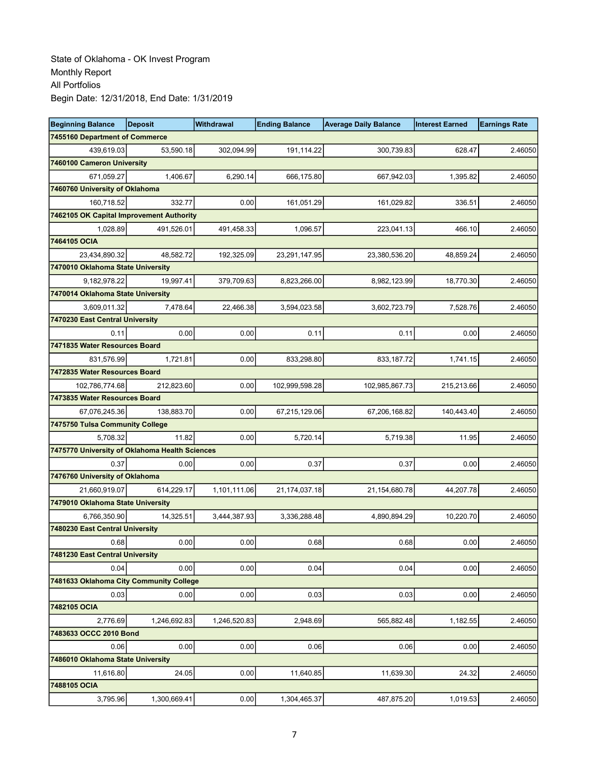State of Oklahoma - OK Invest Program
Monthly Report
All Portfolios
Begin Date: 12/31/2018, End Date: 1/31/2019

| Beginning Balance | Deposit | Withdrawal | Ending Balance | Average Daily Balance | Interest Earned | Earnings Rate |
|---|---|---|---|---|---|---|
| **7455160 Department of Commerce** | | | | | | |
| 439,619.03 | 53,590.18 | 302,094.99 | 191,114.22 | 300,739.83 | 628.47 | 2.46050 |
| **7460100 Cameron University** | | | | | | |
| 671,059.27 | 1,406.67 | 6,290.14 | 666,175.80 | 667,942.03 | 1,395.82 | 2.46050 |
| **7460760 University of Oklahoma** | | | | | | |
| 160,718.52 | 332.77 | 0.00 | 161,051.29 | 161,029.82 | 336.51 | 2.46050 |
| **7462105 OK Capital Improvement Authority** | | | | | | |
| 1,028.89 | 491,526.01 | 491,458.33 | 1,096.57 | 223,041.13 | 466.10 | 2.46050 |
| **7464105 OCIA** | | | | | | |
| 23,434,890.32 | 48,582.72 | 192,325.09 | 23,291,147.95 | 23,380,536.20 | 48,859.24 | 2.46050 |
| **7470010 Oklahoma State University** | | | | | | |
| 9,182,978.22 | 19,997.41 | 379,709.63 | 8,823,266.00 | 8,982,123.99 | 18,770.30 | 2.46050 |
| **7470014 Oklahoma State University** | | | | | | |
| 3,609,011.32 | 7,478.64 | 22,466.38 | 3,594,023.58 | 3,602,723.79 | 7,528.76 | 2.46050 |
| **7470230 East Central University** | | | | | | |
| 0.11 | 0.00 | 0.00 | 0.11 | 0.11 | 0.00 | 2.46050 |
| **7471835 Water Resources Board** | | | | | | |
| 831,576.99 | 1,721.81 | 0.00 | 833,298.80 | 833,187.72 | 1,741.15 | 2.46050 |
| **7472835 Water Resources Board** | | | | | | |
| 102,786,774.68 | 212,823.60 | 0.00 | 102,999,598.28 | 102,985,867.73 | 215,213.66 | 2.46050 |
| **7473835 Water Resources Board** | | | | | | |
| 67,076,245.36 | 138,883.70 | 0.00 | 67,215,129.06 | 67,206,168.82 | 140,443.40 | 2.46050 |
| **7475750 Tulsa Community College** | | | | | | |
| 5,708.32 | 11.82 | 0.00 | 5,720.14 | 5,719.38 | 11.95 | 2.46050 |
| **7475770 University of Oklahoma Health Sciences** | | | | | | |
| 0.37 | 0.00 | 0.00 | 0.37 | 0.37 | 0.00 | 2.46050 |
| **7476760 University of Oklahoma** | | | | | | |
| 21,660,919.07 | 614,229.17 | 1,101,111.06 | 21,174,037.18 | 21,154,680.78 | 44,207.78 | 2.46050 |
| **7479010 Oklahoma State University** | | | | | | |
| 6,766,350.90 | 14,325.51 | 3,444,387.93 | 3,336,288.48 | 4,890,894.29 | 10,220.70 | 2.46050 |
| **7480230 East Central University** | | | | | | |
| 0.68 | 0.00 | 0.00 | 0.68 | 0.68 | 0.00 | 2.46050 |
| **7481230 East Central University** | | | | | | |
| 0.04 | 0.00 | 0.00 | 0.04 | 0.04 | 0.00 | 2.46050 |
| **7481633 Oklahoma City Community College** | | | | | | |
| 0.03 | 0.00 | 0.00 | 0.03 | 0.03 | 0.00 | 2.46050 |
| **7482105 OCIA** | | | | | | |
| 2,776.69 | 1,246,692.83 | 1,246,520.83 | 2,948.69 | 565,882.48 | 1,182.55 | 2.46050 |
| **7483633 OCCC 2010 Bond** | | | | | | |
| 0.06 | 0.00 | 0.00 | 0.06 | 0.06 | 0.00 | 2.46050 |
| **7486010 Oklahoma State University** | | | | | | |
| 11,616.80 | 24.05 | 0.00 | 11,640.85 | 11,639.30 | 24.32 | 2.46050 |
| **7488105 OCIA** | | | | | | |
| 3,795.96 | 1,300,669.41 | 0.00 | 1,304,465.37 | 487,875.20 | 1,019.53 | 2.46050 |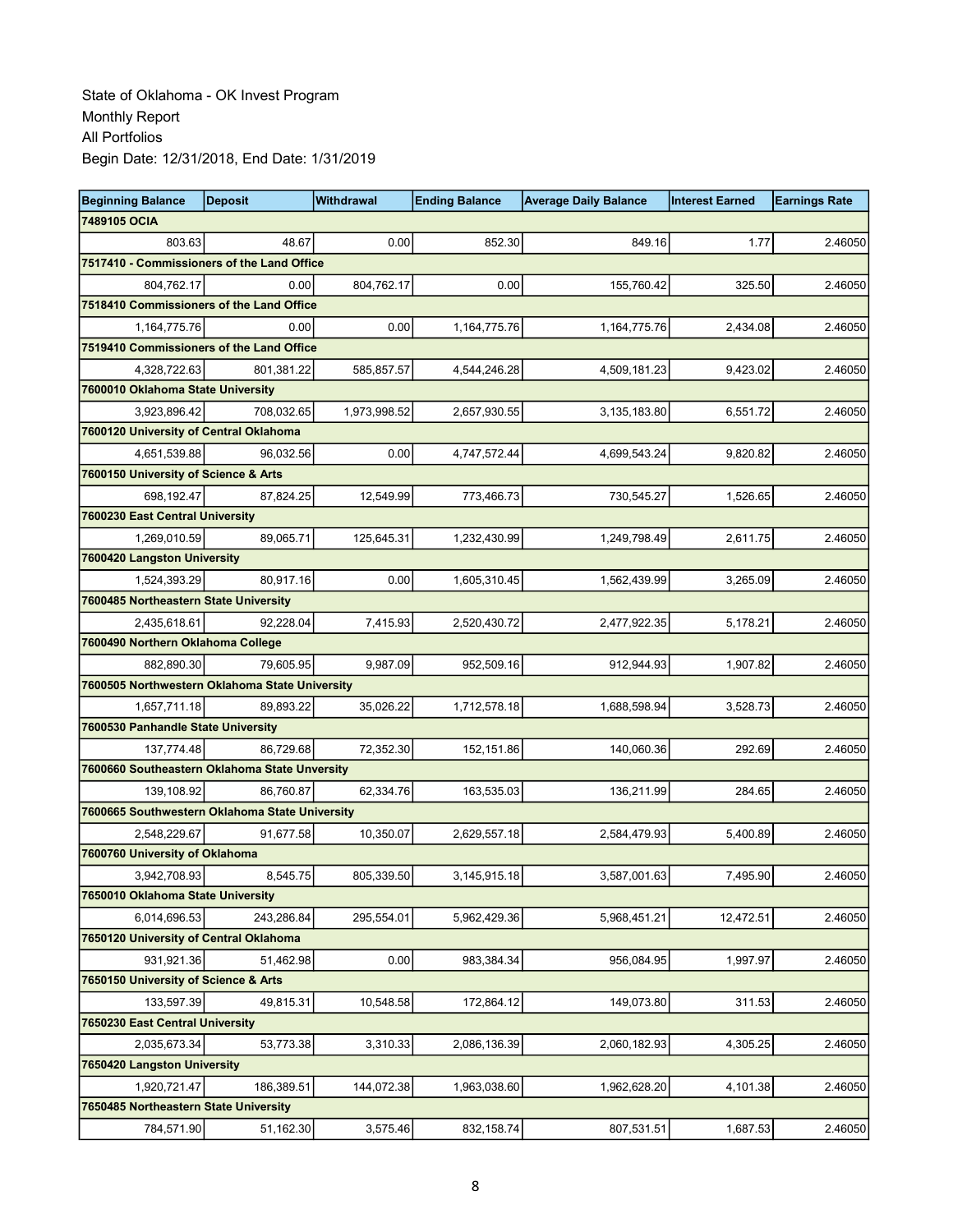State of Oklahoma - OK Invest Program
Monthly Report
All Portfolios
Begin Date: 12/31/2018, End Date: 1/31/2019

| Beginning Balance | Deposit | Withdrawal | Ending Balance | Average Daily Balance | Interest Earned | Earnings Rate |
|---|---|---|---|---|---|---|
| **7489105 OCIA** | | | | | | |
| 803.63 | 48.67 | 0.00 | 852.30 | 849.16 | 1.77 | 2.46050 |
| **7517410 - Commissioners of the Land Office** | | | | | | |
| 804,762.17 | 0.00 | 804,762.17 | 0.00 | 155,760.42 | 325.50 | 2.46050 |
| **7518410 Commissioners of the Land Office** | | | | | | |
| 1,164,775.76 | 0.00 | 0.00 | 1,164,775.76 | 1,164,775.76 | 2,434.08 | 2.46050 |
| **7519410 Commissioners of the Land Office** | | | | | | |
| 4,328,722.63 | 801,381.22 | 585,857.57 | 4,544,246.28 | 4,509,181.23 | 9,423.02 | 2.46050 |
| **7600010 Oklahoma State University** | | | | | | |
| 3,923,896.42 | 708,032.65 | 1,973,998.52 | 2,657,930.55 | 3,135,183.80 | 6,551.72 | 2.46050 |
| **7600120 University of Central Oklahoma** | | | | | | |
| 4,651,539.88 | 96,032.56 | 0.00 | 4,747,572.44 | 4,699,543.24 | 9,820.82 | 2.46050 |
| **7600150 University of Science & Arts** | | | | | | |
| 698,192.47 | 87,824.25 | 12,549.99 | 773,466.73 | 730,545.27 | 1,526.65 | 2.46050 |
| **7600230 East Central University** | | | | | | |
| 1,269,010.59 | 89,065.71 | 125,645.31 | 1,232,430.99 | 1,249,798.49 | 2,611.75 | 2.46050 |
| **7600420 Langston University** | | | | | | |
| 1,524,393.29 | 80,917.16 | 0.00 | 1,605,310.45 | 1,562,439.99 | 3,265.09 | 2.46050 |
| **7600485 Northeastern State University** | | | | | | |
| 2,435,618.61 | 92,228.04 | 7,415.93 | 2,520,430.72 | 2,477,922.35 | 5,178.21 | 2.46050 |
| **7600490 Northern Oklahoma College** | | | | | | |
| 882,890.30 | 79,605.95 | 9,987.09 | 952,509.16 | 912,944.93 | 1,907.82 | 2.46050 |
| **7600505 Northwestern Oklahoma State University** | | | | | | |
| 1,657,711.18 | 89,893.22 | 35,026.22 | 1,712,578.18 | 1,688,598.94 | 3,528.73 | 2.46050 |
| **7600530 Panhandle State University** | | | | | | |
| 137,774.48 | 86,729.68 | 72,352.30 | 152,151.86 | 140,060.36 | 292.69 | 2.46050 |
| **7600660 Southeastern Oklahoma State Unversity** | | | | | | |
| 139,108.92 | 86,760.87 | 62,334.76 | 163,535.03 | 136,211.99 | 284.65 | 2.46050 |
| **7600665 Southwestern Oklahoma State University** | | | | | | |
| 2,548,229.67 | 91,677.58 | 10,350.07 | 2,629,557.18 | 2,584,479.93 | 5,400.89 | 2.46050 |
| **7600760 University of Oklahoma** | | | | | | |
| 3,942,708.93 | 8,545.75 | 805,339.50 | 3,145,915.18 | 3,587,001.63 | 7,495.90 | 2.46050 |
| **7650010 Oklahoma State University** | | | | | | |
| 6,014,696.53 | 243,286.84 | 295,554.01 | 5,962,429.36 | 5,968,451.21 | 12,472.51 | 2.46050 |
| **7650120 University of Central Oklahoma** | | | | | | |
| 931,921.36 | 51,462.98 | 0.00 | 983,384.34 | 956,084.95 | 1,997.97 | 2.46050 |
| **7650150 University of Science & Arts** | | | | | | |
| 133,597.39 | 49,815.31 | 10,548.58 | 172,864.12 | 149,073.80 | 311.53 | 2.46050 |
| **7650230 East Central University** | | | | | | |
| 2,035,673.34 | 53,773.38 | 3,310.33 | 2,086,136.39 | 2,060,182.93 | 4,305.25 | 2.46050 |
| **7650420 Langston University** | | | | | | |
| 1,920,721.47 | 186,389.51 | 144,072.38 | 1,963,038.60 | 1,962,628.20 | 4,101.38 | 2.46050 |
| **7650485 Northeastern State University** | | | | | | |
| 784,571.90 | 51,162.30 | 3,575.46 | 832,158.74 | 807,531.51 | 1,687.53 | 2.46050 |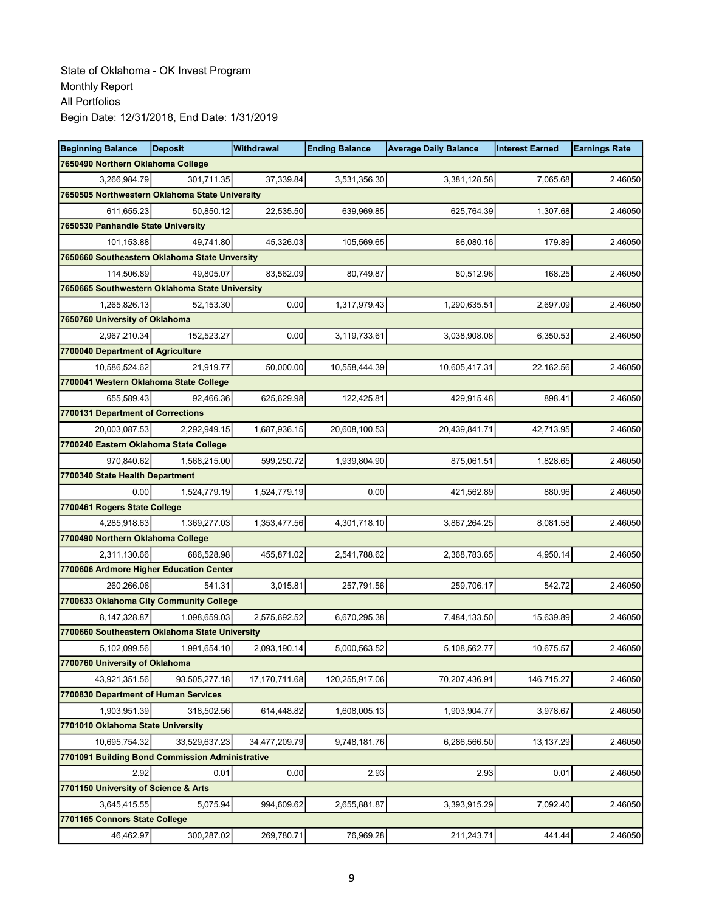State of Oklahoma - OK Invest Program
Monthly Report
All Portfolios
Begin Date: 12/31/2018, End Date: 1/31/2019

| Beginning Balance | Deposit | Withdrawal | Ending Balance | Average Daily Balance | Interest Earned | Earnings Rate |
|---|---|---|---|---|---|---|
| **7650490 Northern Oklahoma College** | | | | | | |
| 3,266,984.79 | 301,711.35 | 37,339.84 | 3,531,356.30 | 3,381,128.58 | 7,065.68 | 2.46050 |
| **7650505 Northwestern Oklahoma State University** | | | | | | |
| 611,655.23 | 50,850.12 | 22,535.50 | 639,969.85 | 625,764.39 | 1,307.68 | 2.46050 |
| **7650530 Panhandle State University** | | | | | | |
| 101,153.88 | 49,741.80 | 45,326.03 | 105,569.65 | 86,080.16 | 179.89 | 2.46050 |
| **7650660 Southeastern Oklahoma State Unversity** | | | | | | |
| 114,506.89 | 49,805.07 | 83,562.09 | 80,749.87 | 80,512.96 | 168.25 | 2.46050 |
| **7650665 Southwestern Oklahoma State University** | | | | | | |
| 1,265,826.13 | 52,153.30 | 0.00 | 1,317,979.43 | 1,290,635.51 | 2,697.09 | 2.46050 |
| **7650760 University of Oklahoma** | | | | | | |
| 2,967,210.34 | 152,523.27 | 0.00 | 3,119,733.61 | 3,038,908.08 | 6,350.53 | 2.46050 |
| **7700040 Department of Agriculture** | | | | | | |
| 10,586,524.62 | 21,919.77 | 50,000.00 | 10,558,444.39 | 10,605,417.31 | 22,162.56 | 2.46050 |
| **7700041 Western Oklahoma State College** | | | | | | |
| 655,589.43 | 92,466.36 | 625,629.98 | 122,425.81 | 429,915.48 | 898.41 | 2.46050 |
| **7700131 Department of Corrections** | | | | | | |
| 20,003,087.53 | 2,292,949.15 | 1,687,936.15 | 20,608,100.53 | 20,439,841.71 | 42,713.95 | 2.46050 |
| **7700240 Eastern Oklahoma State College** | | | | | | |
| 970,840.62 | 1,568,215.00 | 599,250.72 | 1,939,804.90 | 875,061.51 | 1,828.65 | 2.46050 |
| **7700340 State Health Department** | | | | | | |
| 0.00 | 1,524,779.19 | 1,524,779.19 | 0.00 | 421,562.89 | 880.96 | 2.46050 |
| **7700461 Rogers State College** | | | | | | |
| 4,285,918.63 | 1,369,277.03 | 1,353,477.56 | 4,301,718.10 | 3,867,264.25 | 8,081.58 | 2.46050 |
| **7700490 Northern Oklahoma College** | | | | | | |
| 2,311,130.66 | 686,528.98 | 455,871.02 | 2,541,788.62 | 2,368,783.65 | 4,950.14 | 2.46050 |
| **7700606 Ardmore Higher Education Center** | | | | | | |
| 260,266.06 | 541.31 | 3,015.81 | 257,791.56 | 259,706.17 | 542.72 | 2.46050 |
| **7700633 Oklahoma City Community College** | | | | | | |
| 8,147,328.87 | 1,098,659.03 | 2,575,692.52 | 6,670,295.38 | 7,484,133.50 | 15,639.89 | 2.46050 |
| **7700660 Southeastern Oklahoma State University** | | | | | | |
| 5,102,099.56 | 1,991,654.10 | 2,093,190.14 | 5,000,563.52 | 5,108,562.77 | 10,675.57 | 2.46050 |
| **7700760 University of Oklahoma** | | | | | | |
| 43,921,351.56 | 93,505,277.18 | 17,170,711.68 | 120,255,917.06 | 70,207,436.91 | 146,715.27 | 2.46050 |
| **7700830 Department of Human Services** | | | | | | |
| 1,903,951.39 | 318,502.56 | 614,448.82 | 1,608,005.13 | 1,903,904.77 | 3,978.67 | 2.46050 |
| **7701010 Oklahoma State University** | | | | | | |
| 10,695,754.32 | 33,529,637.23 | 34,477,209.79 | 9,748,181.76 | 6,286,566.50 | 13,137.29 | 2.46050 |
| **7701091 Building Bond Commission Administrative** | | | | | | |
| 2.92 | 0.01 | 0.00 | 2.93 | 2.93 | 0.01 | 2.46050 |
| **7701150 University of Science & Arts** | | | | | | |
| 3,645,415.55 | 5,075.94 | 994,609.62 | 2,655,881.87 | 3,393,915.29 | 7,092.40 | 2.46050 |
| **7701165 Connors State College** | | | | | | |
| 46,462.97 | 300,287.02 | 269,780.71 | 76,969.28 | 211,243.71 | 441.44 | 2.46050 |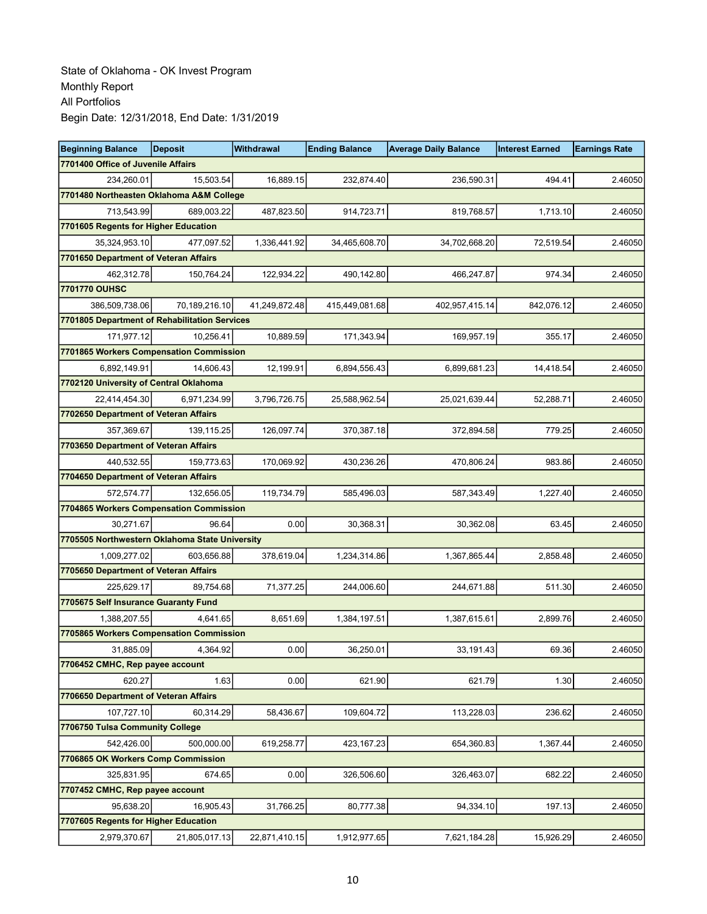State of Oklahoma - OK Invest Program
Monthly Report
All Portfolios
Begin Date: 12/31/2018, End Date: 1/31/2019

| Beginning Balance | Deposit | Withdrawal | Ending Balance | Average Daily Balance | Interest Earned | Earnings Rate |
|---|---|---|---|---|---|---|
| **7701400 Office of Juvenile Affairs** | | | | | | |
| 234,260.01 | 15,503.54 | 16,889.15 | 232,874.40 | 236,590.31 | 494.41 | 2.46050 |
| **7701480 Northeasten Oklahoma A&M College** | | | | | | |
| 713,543.99 | 689,003.22 | 487,823.50 | 914,723.71 | 819,768.57 | 1,713.10 | 2.46050 |
| **7701605 Regents for Higher Education** | | | | | | |
| 35,324,953.10 | 477,097.52 | 1,336,441.92 | 34,465,608.70 | 34,702,668.20 | 72,519.54 | 2.46050 |
| **7701650 Department of Veteran Affairs** | | | | | | |
| 462,312.78 | 150,764.24 | 122,934.22 | 490,142.80 | 466,247.87 | 974.34 | 2.46050 |
| **7701770 OUHSC** | | | | | | |
| 386,509,738.06 | 70,189,216.10 | 41,249,872.48 | 415,449,081.68 | 402,957,415.14 | 842,076.12 | 2.46050 |
| **7701805 Department of Rehabilitation Services** | | | | | | |
| 171,977.12 | 10,256.41 | 10,889.59 | 171,343.94 | 169,957.19 | 355.17 | 2.46050 |
| **7701865 Workers Compensation Commission** | | | | | | |
| 6,892,149.91 | 14,606.43 | 12,199.91 | 6,894,556.43 | 6,899,681.23 | 14,418.54 | 2.46050 |
| **7702120 University of Central Oklahoma** | | | | | | |
| 22,414,454.30 | 6,971,234.99 | 3,796,726.75 | 25,588,962.54 | 25,021,639.44 | 52,288.71 | 2.46050 |
| **7702650 Department of Veteran Affairs** | | | | | | |
| 357,369.67 | 139,115.25 | 126,097.74 | 370,387.18 | 372,894.58 | 779.25 | 2.46050 |
| **7703650 Department of Veteran Affairs** | | | | | | |
| 440,532.55 | 159,773.63 | 170,069.92 | 430,236.26 | 470,806.24 | 983.86 | 2.46050 |
| **7704650 Department of Veteran Affairs** | | | | | | |
| 572,574.77 | 132,656.05 | 119,734.79 | 585,496.03 | 587,343.49 | 1,227.40 | 2.46050 |
| **7704865 Workers Compensation Commission** | | | | | | |
| 30,271.67 | 96.64 | 0.00 | 30,368.31 | 30,362.08 | 63.45 | 2.46050 |
| **7705505 Northwestern Oklahoma State University** | | | | | | |
| 1,009,277.02 | 603,656.88 | 378,619.04 | 1,234,314.86 | 1,367,865.44 | 2,858.48 | 2.46050 |
| **7705650 Department of Veteran Affairs** | | | | | | |
| 225,629.17 | 89,754.68 | 71,377.25 | 244,006.60 | 244,671.88 | 511.30 | 2.46050 |
| **7705675 Self Insurance Guaranty Fund** | | | | | | |
| 1,388,207.55 | 4,641.65 | 8,651.69 | 1,384,197.51 | 1,387,615.61 | 2,899.76 | 2.46050 |
| **7705865 Workers Compensation Commission** | | | | | | |
| 31,885.09 | 4,364.92 | 0.00 | 36,250.01 | 33,191.43 | 69.36 | 2.46050 |
| **7706452 CMHC, Rep payee account** | | | | | | |
| 620.27 | 1.63 | 0.00 | 621.90 | 621.79 | 1.30 | 2.46050 |
| **7706650 Department of Veteran Affairs** | | | | | | |
| 107,727.10 | 60,314.29 | 58,436.67 | 109,604.72 | 113,228.03 | 236.62 | 2.46050 |
| **7706750 Tulsa Community College** | | | | | | |
| 542,426.00 | 500,000.00 | 619,258.77 | 423,167.23 | 654,360.83 | 1,367.44 | 2.46050 |
| **7706865 OK Workers Comp Commission** | | | | | | |
| 325,831.95 | 674.65 | 0.00 | 326,506.60 | 326,463.07 | 682.22 | 2.46050 |
| **7707452 CMHC, Rep payee account** | | | | | | |
| 95,638.20 | 16,905.43 | 31,766.25 | 80,777.38 | 94,334.10 | 197.13 | 2.46050 |
| **7707605 Regents for Higher Education** | | | | | | |
| 2,979,370.67 | 21,805,017.13 | 22,871,410.15 | 1,912,977.65 | 7,621,184.28 | 15,926.29 | 2.46050 |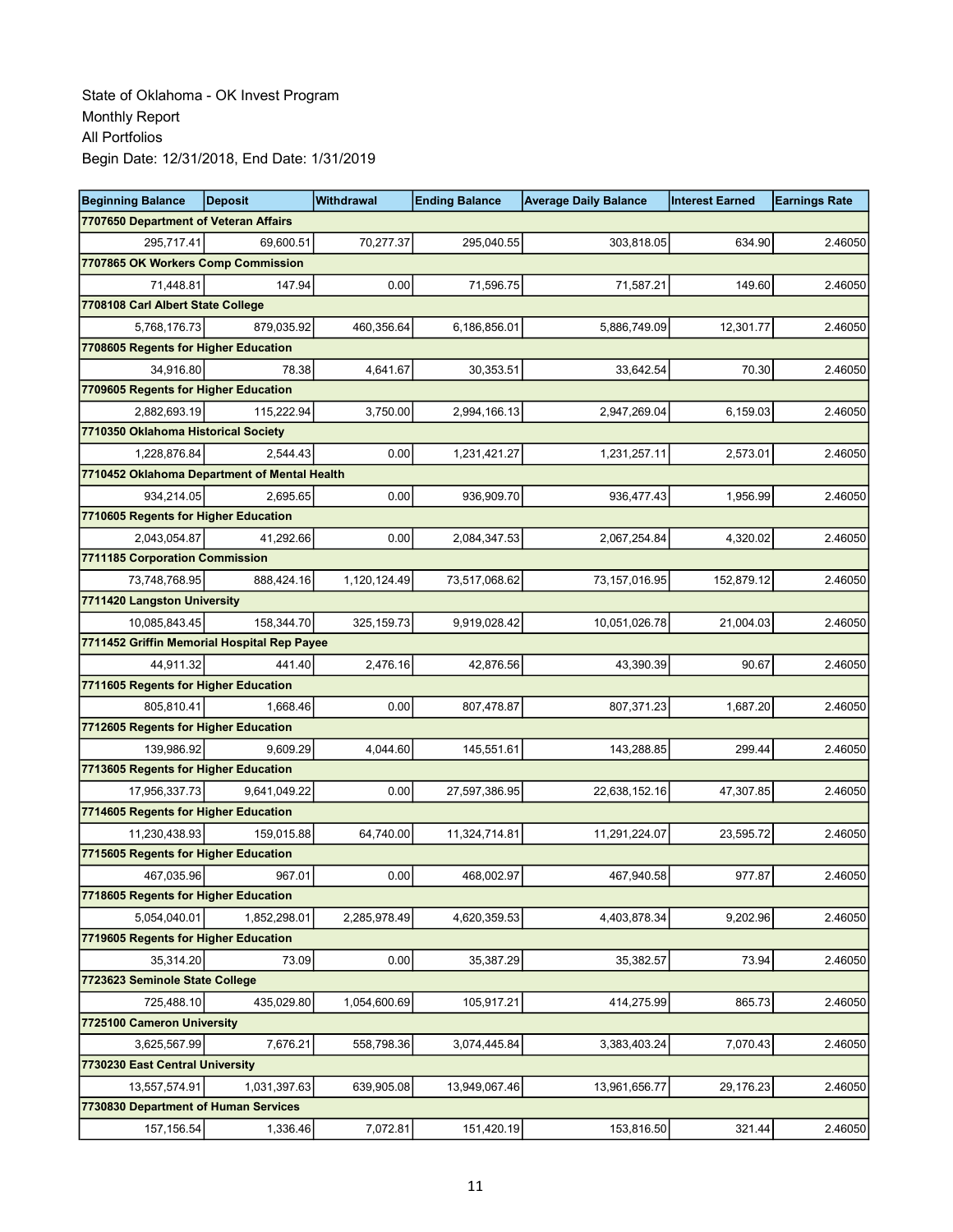State of Oklahoma - OK Invest Program
Monthly Report
All Portfolios
Begin Date: 12/31/2018, End Date: 1/31/2019

| Beginning Balance | Deposit | Withdrawal | Ending Balance | Average Daily Balance | Interest Earned | Earnings Rate |
|---|---|---|---|---|---|---|
| **7707650 Department of Veteran Affairs** | | | | | | |
| 295,717.41 | 69,600.51 | 70,277.37 | 295,040.55 | 303,818.05 | 634.90 | 2.46050 |
| **7707865 OK Workers Comp Commission** | | | | | | |
| 71,448.81 | 147.94 | 0.00 | 71,596.75 | 71,587.21 | 149.60 | 2.46050 |
| **7708108 Carl Albert State College** | | | | | | |
| 5,768,176.73 | 879,035.92 | 460,356.64 | 6,186,856.01 | 5,886,749.09 | 12,301.77 | 2.46050 |
| **7708605 Regents for Higher Education** | | | | | | |
| 34,916.80 | 78.38 | 4,641.67 | 30,353.51 | 33,642.54 | 70.30 | 2.46050 |
| **7709605 Regents for Higher Education** | | | | | | |
| 2,882,693.19 | 115,222.94 | 3,750.00 | 2,994,166.13 | 2,947,269.04 | 6,159.03 | 2.46050 |
| **7710350 Oklahoma Historical Society** | | | | | | |
| 1,228,876.84 | 2,544.43 | 0.00 | 1,231,421.27 | 1,231,257.11 | 2,573.01 | 2.46050 |
| **7710452 Oklahoma Department of Mental Health** | | | | | | |
| 934,214.05 | 2,695.65 | 0.00 | 936,909.70 | 936,477.43 | 1,956.99 | 2.46050 |
| **7710605 Regents for Higher Education** | | | | | | |
| 2,043,054.87 | 41,292.66 | 0.00 | 2,084,347.53 | 2,067,254.84 | 4,320.02 | 2.46050 |
| **7711185 Corporation Commission** | | | | | | |
| 73,748,768.95 | 888,424.16 | 1,120,124.49 | 73,517,068.62 | 73,157,016.95 | 152,879.12 | 2.46050 |
| **7711420 Langston University** | | | | | | |
| 10,085,843.45 | 158,344.70 | 325,159.73 | 9,919,028.42 | 10,051,026.78 | 21,004.03 | 2.46050 |
| **7711452 Griffin Memorial Hospital Rep Payee** | | | | | | |
| 44,911.32 | 441.40 | 2,476.16 | 42,876.56 | 43,390.39 | 90.67 | 2.46050 |
| **7711605 Regents for Higher Education** | | | | | | |
| 805,810.41 | 1,668.46 | 0.00 | 807,478.87 | 807,371.23 | 1,687.20 | 2.46050 |
| **7712605 Regents for Higher Education** | | | | | | |
| 139,986.92 | 9,609.29 | 4,044.60 | 145,551.61 | 143,288.85 | 299.44 | 2.46050 |
| **7713605 Regents for Higher Education** | | | | | | |
| 17,956,337.73 | 9,641,049.22 | 0.00 | 27,597,386.95 | 22,638,152.16 | 47,307.85 | 2.46050 |
| **7714605 Regents for Higher Education** | | | | | | |
| 11,230,438.93 | 159,015.88 | 64,740.00 | 11,324,714.81 | 11,291,224.07 | 23,595.72 | 2.46050 |
| **7715605 Regents for Higher Education** | | | | | | |
| 467,035.96 | 967.01 | 0.00 | 468,002.97 | 467,940.58 | 977.87 | 2.46050 |
| **7718605 Regents for Higher Education** | | | | | | |
| 5,054,040.01 | 1,852,298.01 | 2,285,978.49 | 4,620,359.53 | 4,403,878.34 | 9,202.96 | 2.46050 |
| **7719605 Regents for Higher Education** | | | | | | |
| 35,314.20 | 73.09 | 0.00 | 35,387.29 | 35,382.57 | 73.94 | 2.46050 |
| **7723623 Seminole State College** | | | | | | |
| 725,488.10 | 435,029.80 | 1,054,600.69 | 105,917.21 | 414,275.99 | 865.73 | 2.46050 |
| **7725100 Cameron University** | | | | | | |
| 3,625,567.99 | 7,676.21 | 558,798.36 | 3,074,445.84 | 3,383,403.24 | 7,070.43 | 2.46050 |
| **7730230 East Central University** | | | | | | |
| 13,557,574.91 | 1,031,397.63 | 639,905.08 | 13,949,067.46 | 13,961,656.77 | 29,176.23 | 2.46050 |
| **7730830 Department of Human Services** | | | | | | |
| 157,156.54 | 1,336.46 | 7,072.81 | 151,420.19 | 153,816.50 | 321.44 | 2.46050 |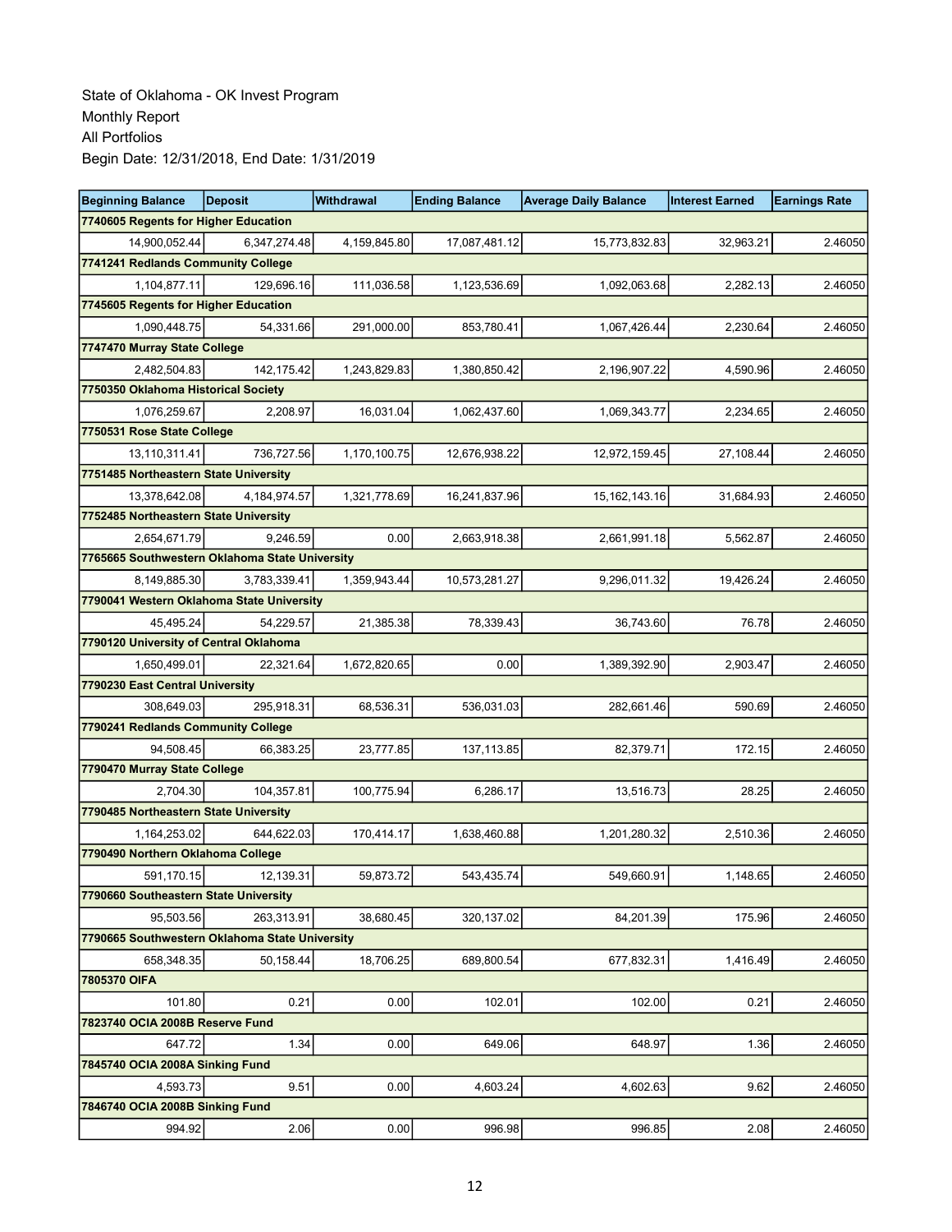State of Oklahoma - OK Invest Program
Monthly Report
All Portfolios
Begin Date: 12/31/2018, End Date: 1/31/2019

| Beginning Balance | Deposit | Withdrawal | Ending Balance | Average Daily Balance | Interest Earned | Earnings Rate |
|---|---|---|---|---|---|---|
| **7740605 Regents for Higher Education** | | | | | | |
| 14,900,052.44 | 6,347,274.48 | 4,159,845.80 | 17,087,481.12 | 15,773,832.83 | 32,963.21 | 2.46050 |
| **7741241 Redlands Community College** | | | | | | |
| 1,104,877.11 | 129,696.16 | 111,036.58 | 1,123,536.69 | 1,092,063.68 | 2,282.13 | 2.46050 |
| **7745605 Regents for Higher Education** | | | | | | |
| 1,090,448.75 | 54,331.66 | 291,000.00 | 853,780.41 | 1,067,426.44 | 2,230.64 | 2.46050 |
| **7747470 Murray State College** | | | | | | |
| 2,482,504.83 | 142,175.42 | 1,243,829.83 | 1,380,850.42 | 2,196,907.22 | 4,590.96 | 2.46050 |
| **7750350 Oklahoma Historical Society** | | | | | | |
| 1,076,259.67 | 2,208.97 | 16,031.04 | 1,062,437.60 | 1,069,343.77 | 2,234.65 | 2.46050 |
| **7750531 Rose State College** | | | | | | |
| 13,110,311.41 | 736,727.56 | 1,170,100.75 | 12,676,938.22 | 12,972,159.45 | 27,108.44 | 2.46050 |
| **7751485 Northeastern State University** | | | | | | |
| 13,378,642.08 | 4,184,974.57 | 1,321,778.69 | 16,241,837.96 | 15,162,143.16 | 31,684.93 | 2.46050 |
| **7752485 Northeastern State University** | | | | | | |
| 2,654,671.79 | 9,246.59 | 0.00 | 2,663,918.38 | 2,661,991.18 | 5,562.87 | 2.46050 |
| **7765665 Southwestern Oklahoma State University** | | | | | | |
| 8,149,885.30 | 3,783,339.41 | 1,359,943.44 | 10,573,281.27 | 9,296,011.32 | 19,426.24 | 2.46050 |
| **7790041 Western Oklahoma State University** | | | | | | |
| 45,495.24 | 54,229.57 | 21,385.38 | 78,339.43 | 36,743.60 | 76.78 | 2.46050 |
| **7790120 University of Central Oklahoma** | | | | | | |
| 1,650,499.01 | 22,321.64 | 1,672,820.65 | 0.00 | 1,389,392.90 | 2,903.47 | 2.46050 |
| **7790230 East Central University** | | | | | | |
| 308,649.03 | 295,918.31 | 68,536.31 | 536,031.03 | 282,661.46 | 590.69 | 2.46050 |
| **7790241 Redlands Community College** | | | | | | |
| 94,508.45 | 66,383.25 | 23,777.85 | 137,113.85 | 82,379.71 | 172.15 | 2.46050 |
| **7790470 Murray State College** | | | | | | |
| 2,704.30 | 104,357.81 | 100,775.94 | 6,286.17 | 13,516.73 | 28.25 | 2.46050 |
| **7790485 Northeastern State University** | | | | | | |
| 1,164,253.02 | 644,622.03 | 170,414.17 | 1,638,460.88 | 1,201,280.32 | 2,510.36 | 2.46050 |
| **7790490 Northern Oklahoma College** | | | | | | |
| 591,170.15 | 12,139.31 | 59,873.72 | 543,435.74 | 549,660.91 | 1,148.65 | 2.46050 |
| **7790660 Southeastern State University** | | | | | | |
| 95,503.56 | 263,313.91 | 38,680.45 | 320,137.02 | 84,201.39 | 175.96 | 2.46050 |
| **7790665 Southwestern Oklahoma State University** | | | | | | |
| 658,348.35 | 50,158.44 | 18,706.25 | 689,800.54 | 677,832.31 | 1,416.49 | 2.46050 |
| **7805370 OIFA** | | | | | | |
| 101.80 | 0.21 | 0.00 | 102.01 | 102.00 | 0.21 | 2.46050 |
| **7823740 OCIA 2008B Reserve Fund** | | | | | | |
| 647.72 | 1.34 | 0.00 | 649.06 | 648.97 | 1.36 | 2.46050 |
| **7845740 OCIA 2008A Sinking Fund** | | | | | | |
| 4,593.73 | 9.51 | 0.00 | 4,603.24 | 4,602.63 | 9.62 | 2.46050 |
| **7846740 OCIA 2008B Sinking Fund** | | | | | | |
| 994.92 | 2.06 | 0.00 | 996.98 | 996.85 | 2.08 | 2.46050 |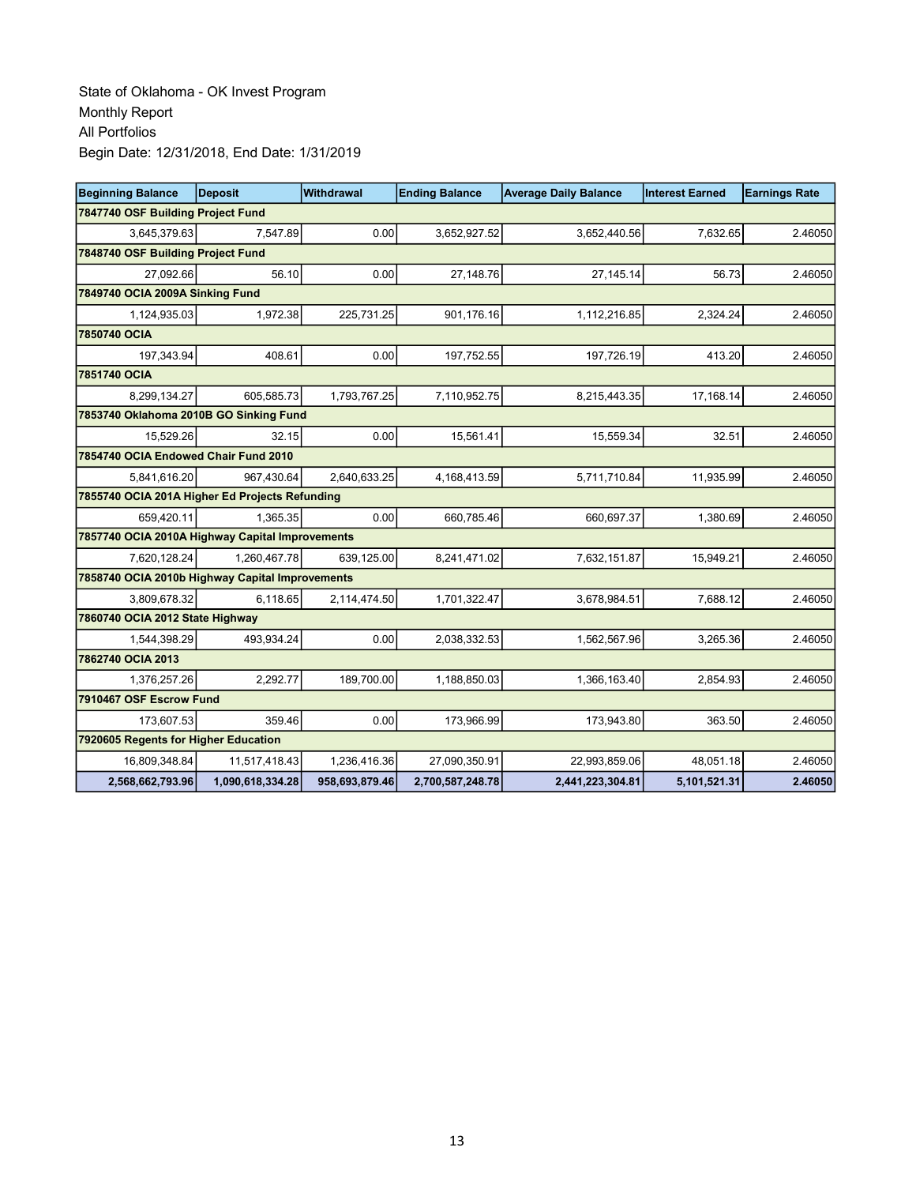State of Oklahoma - OK Invest Program
Monthly Report
All Portfolios
Begin Date: 12/31/2018, End Date: 1/31/2019

| Beginning Balance | Deposit | Withdrawal | Ending Balance | Average Daily Balance | Interest Earned | Earnings Rate |
|---|---|---|---|---|---|---|
| **7847740 OSF Building Project Fund** | | | | | | |
| 3,645,379.63 | 7,547.89 | 0.00 | 3,652,927.52 | 3,652,440.56 | 7,632.65 | 2.46050 |
| **7848740 OSF Building Project Fund** | | | | | | |
| 27,092.66 | 56.10 | 0.00 | 27,148.76 | 27,145.14 | 56.73 | 2.46050 |
| **7849740 OCIA 2009A Sinking Fund** | | | | | | |
| 1,124,935.03 | 1,972.38 | 225,731.25 | 901,176.16 | 1,112,216.85 | 2,324.24 | 2.46050 |
| **7850740 OCIA** | | | | | | |
| 197,343.94 | 408.61 | 0.00 | 197,752.55 | 197,726.19 | 413.20 | 2.46050 |
| **7851740 OCIA** | | | | | | |
| 8,299,134.27 | 605,585.73 | 1,793,767.25 | 7,110,952.75 | 8,215,443.35 | 17,168.14 | 2.46050 |
| **7853740 Oklahoma 2010B GO Sinking Fund** | | | | | | |
| 15,529.26 | 32.15 | 0.00 | 15,561.41 | 15,559.34 | 32.51 | 2.46050 |
| **7854740 OCIA Endowed Chair Fund 2010** | | | | | | |
| 5,841,616.20 | 967,430.64 | 2,640,633.25 | 4,168,413.59 | 5,711,710.84 | 11,935.99 | 2.46050 |
| **7855740 OCIA 201A Higher Ed Projects Refunding** | | | | | | |
| 659,420.11 | 1,365.35 | 0.00 | 660,785.46 | 660,697.37 | 1,380.69 | 2.46050 |
| **7857740 OCIA 2010A Highway Capital Improvements** | | | | | | |
| 7,620,128.24 | 1,260,467.78 | 639,125.00 | 8,241,471.02 | 7,632,151.87 | 15,949.21 | 2.46050 |
| **7858740 OCIA 2010b Highway Capital Improvements** | | | | | | |
| 3,809,678.32 | 6,118.65 | 2,114,474.50 | 1,701,322.47 | 3,678,984.51 | 7,688.12 | 2.46050 |
| **7860740 OCIA 2012 State Highway** | | | | | | |
| 1,544,398.29 | 493,934.24 | 0.00 | 2,038,332.53 | 1,562,567.96 | 3,265.36 | 2.46050 |
| **7862740 OCIA 2013** | | | | | | |
| 1,376,257.26 | 2,292.77 | 189,700.00 | 1,188,850.03 | 1,366,163.40 | 2,854.93 | 2.46050 |
| **7910467 OSF Escrow Fund** | | | | | | |
| 173,607.53 | 359.46 | 0.00 | 173,966.99 | 173,943.80 | 363.50 | 2.46050 |
| **7920605 Regents for Higher Education** | | | | | | |
| 16,809,348.84 | 11,517,418.43 | 1,236,416.36 | 27,090,350.91 | 22,993,859.06 | 48,051.18 | 2.46050 |
| **2,568,662,793.96** | **1,090,618,334.28** | **958,693,879.46** | **2,700,587,248.78** | **2,441,223,304.81** | **5,101,521.31** | **2.46050** |